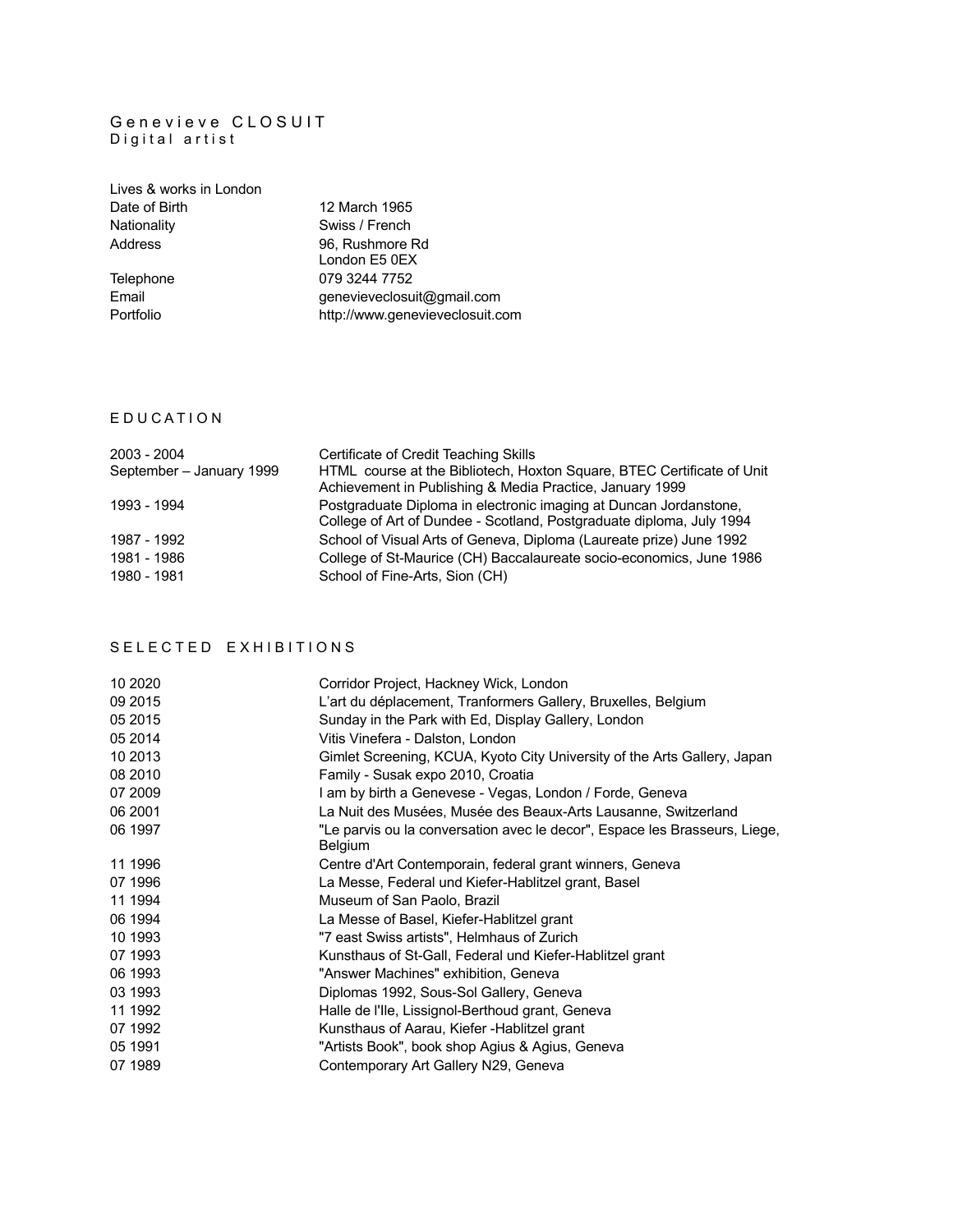# Genevieve CLOSUIT

Digital artist

| | |
|---|---|
| Lives & works in London | |
| Date of Birth | 12 March 1965 |
| Nationality | Swiss / French |
| Address | 96, Rushmore Rd<br>London E5 0EX |
| Telephone | 079 3244 7752 |
| Email | genevieveclosuit@gmail.com |
| Portfolio | http://www.genevieveclosuit.com |

## EDUCATION

| | |
|---|---|
| 2003 - 2004 | Certificate of Credit Teaching Skills |
| September – January 1999 | HTML course at the Bibliotech, Hoxton Square, BTEC Certificate of Unit Achievement in Publishing & Media Practice, January 1999 |
| 1993 - 1994 | Postgraduate Diploma in electronic imaging at Duncan Jordanstone, College of Art of Dundee - Scotland, Postgraduate diploma, July 1994 |
| 1987 - 1992 | School of Visual Arts of Geneva, Diploma (Laureate prize) June 1992 |
| 1981 - 1986 | College of St-Maurice (CH) Baccalaureate socio-economics, June 1986 |
| 1980 - 1981 | School of Fine-Arts, Sion (CH) |

## SELECTED EXHIBITIONS

| | |
|---|---|
| 10 2020 | Corridor Project, Hackney Wick, London |
| 09 2015 | L'art du déplacement, Tranformers Gallery, Bruxelles, Belgium |
| 05 2015 | Sunday in the Park with Ed, Display Gallery, London |
| 05 2014 | Vitis Vinefera - Dalston, London |
| 10 2013 | Gimlet Screening, KCUA, Kyoto City University of the Arts Gallery, Japan |
| 08 2010 | Family - Susak expo 2010, Croatia |
| 07 2009 | I am by birth a Genevese - Vegas, London / Forde, Geneva |
| 06 2001 | La Nuit des Musées, Musée des Beaux-Arts Lausanne, Switzerland |
| 06 1997 | "Le parvis ou la conversation avec le decor", Espace les Brasseurs, Liege, Belgium |
| 11 1996 | Centre d'Art Contemporain, federal grant winners, Geneva |
| 07 1996 | La Messe, Federal und Kiefer-Hablitzel grant, Basel |
| 11 1994 | Museum of San Paolo, Brazil |
| 06 1994 | La Messe of Basel, Kiefer-Hablitzel grant |
| 10 1993 | "7 east Swiss artists", Helmhaus of Zurich |
| 07 1993 | Kunsthaus of St-Gall, Federal und Kiefer-Hablitzel grant |
| 06 1993 | "Answer Machines" exhibition, Geneva |
| 03 1993 | Diplomas 1992, Sous-Sol Gallery, Geneva |
| 11 1992 | Halle de l'Ile, Lissignol-Berthoud grant, Geneva |
| 07 1992 | Kunsthaus of Aarau, Kiefer -Hablitzel grant |
| 05 1991 | "Artists Book", book shop Agius & Agius, Geneva |
| 07 1989 | Contemporary Art Gallery N29, Geneva |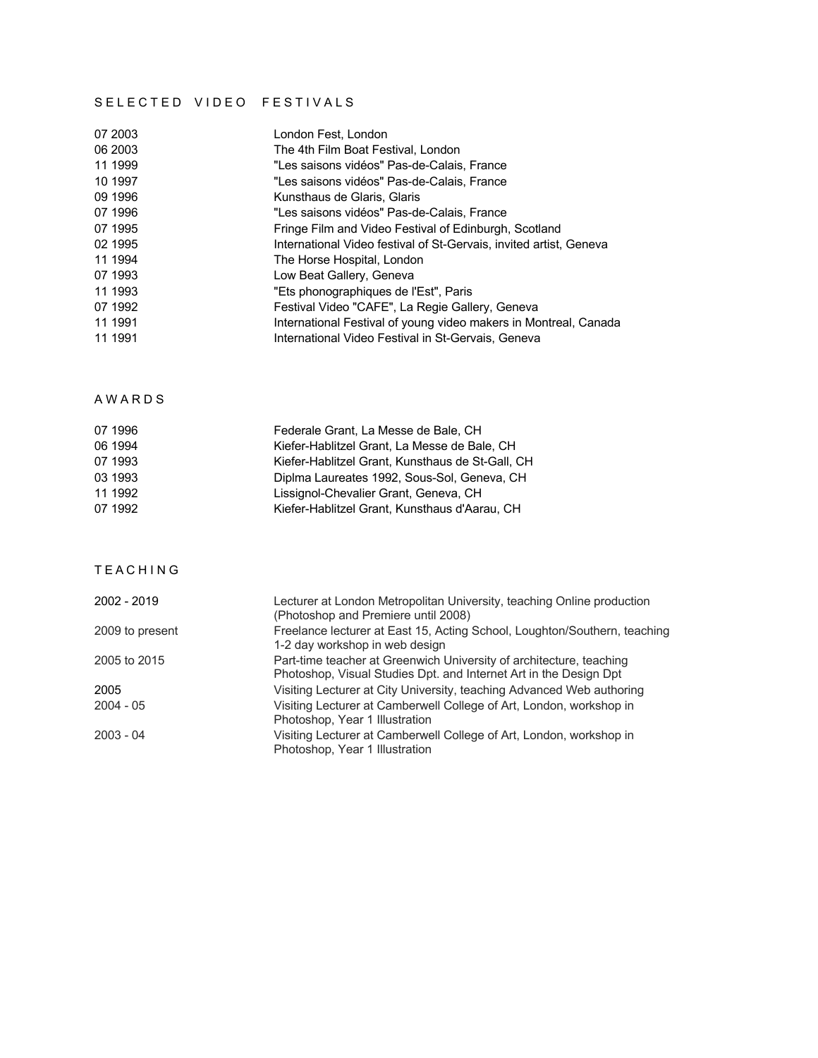## SELECTED VIDEO FESTIVALS

| | |
|---|---|
| 07 2003 | London Fest, London |
| 06 2003 | The 4th Film Boat Festival, London |
| 11 1999 | "Les saisons vidéos" Pas-de-Calais, France |
| 10 1997 | "Les saisons vidéos" Pas-de-Calais, France |
| 09 1996 | Kunsthaus de Glaris, Glaris |
| 07 1996 | "Les saisons vidéos" Pas-de-Calais, France |
| 07 1995 | Fringe Film and Video Festival of Edinburgh, Scotland |
| 02 1995 | International Video festival of St-Gervais, invited artist, Geneva |
| 11 1994 | The Horse Hospital, London |
| 07 1993 | Low Beat Gallery, Geneva |
| 11 1993 | "Ets phonographiques de l'Est", Paris |
| 07 1992 | Festival Video "CAFE", La Regie Gallery, Geneva |
| 11 1991 | International Festival of young video makers in Montreal, Canada |
| 11 1991 | International Video Festival in St-Gervais, Geneva |

## AWARDS

| | |
|---|---|
| 07 1996 | Federale Grant, La Messe de Bale, CH |
| 06 1994 | Kiefer-Hablitzel Grant, La Messe de Bale, CH |
| 07 1993 | Kiefer-Hablitzel Grant, Kunsthaus de St-Gall, CH |
| 03 1993 | Diplma Laureates 1992, Sous-Sol, Geneva, CH |
| 11 1992 | Lissignol-Chevalier Grant, Geneva, CH |
| 07 1992 | Kiefer-Hablitzel Grant, Kunsthaus d'Aarau, CH |

## TEACHING

| | |
|---|---|
| 2002 - 2019 | Lecturer at London Metropolitan University, teaching Online production (Photoshop and Premiere until 2008) |
| 2009 to present | Freelance lecturer at East 15, Acting School, Loughton/Southern, teaching 1-2 day workshop in web design |
| 2005 to 2015 | Part-time teacher at Greenwich University of architecture, teaching Photoshop, Visual Studies Dpt. and Internet Art in the Design Dpt |
| 2005 | Visiting Lecturer at City University, teaching Advanced Web authoring |
| 2004 - 05 | Visiting Lecturer at Camberwell College of Art, London, workshop in Photoshop, Year 1 Illustration |
| 2003 - 04 | Visiting Lecturer at Camberwell College of Art, London, workshop in Photoshop, Year 1 Illustration |